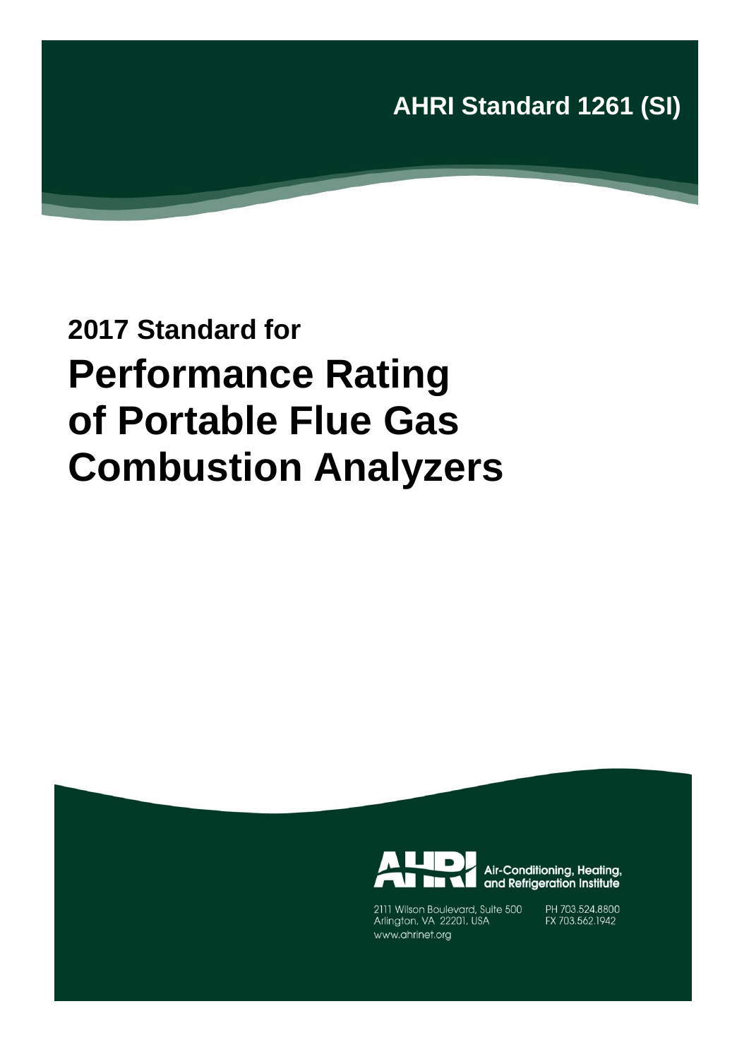AHRI Standard 1261 (SI)

# 2017 Standard for

# Performance Rating of Portable Flue Gas Combustion Analyzers

AHRI

Air-Conditioning, Heating, and Refrigeration Institute

2111 Wilson Boulevard, Suite 500
Arlington, VA 22201, USA
www.ahrinet.org

PH 703.524.8800
FX 703.562.1942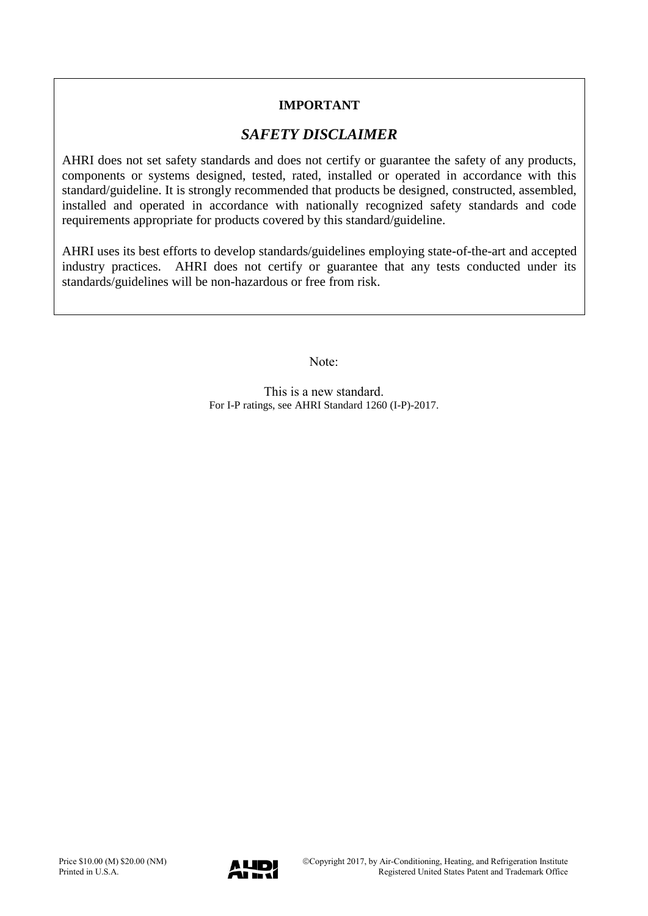**IMPORTANT**

***SAFETY DISCLAIMER***

AHRI does not set safety standards and does not certify or guarantee the safety of any products, components or systems designed, tested, rated, installed or operated in accordance with this standard/guideline. It is strongly recommended that products be designed, constructed, assembled, installed and operated in accordance with nationally recognized safety standards and code requirements appropriate for products covered by this standard/guideline.

AHRI uses its best efforts to develop standards/guidelines employing state-of-the-art and accepted industry practices. AHRI does not certify or guarantee that any tests conducted under its standards/guidelines will be non-hazardous or free from risk.

Note:

This is a new standard.
For I-P ratings, see AHRI Standard 1260 (I-P)-2017.

Price $10.00 (M) $20.00 (NM)
Printed in U.S.A.

©Copyright 2017, by Air-Conditioning, Heating, and Refrigeration Institute
Registered United States Patent and Trademark Office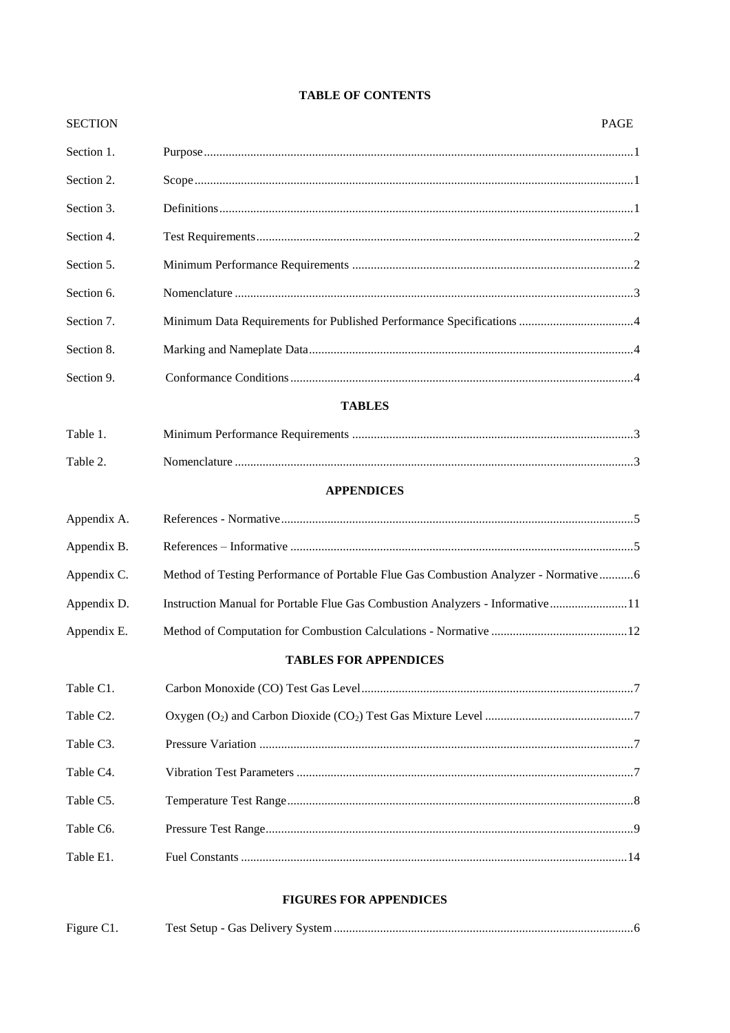# TABLE OF CONTENTS

| SECTION | | PAGE |
|---|---|---|
| Section 1. | Purpose | 1 |
| Section 2. | Scope | 1 |
| Section 3. | Definitions | 1 |
| Section 4. | Test Requirements | 2 |
| Section 5. | Minimum Performance Requirements | 2 |
| Section 6. | Nomenclature | 3 |
| Section 7. | Minimum Data Requirements for Published Performance Specifications | 4 |
| Section 8. | Marking and Nameplate Data | 4 |
| Section 9. | Conformance Conditions | 4 |

## TABLES

| | | |
|---|---|---|
| Table 1. | Minimum Performance Requirements | 3 |
| Table 2. | Nomenclature | 3 |

## APPENDICES

| | | |
|---|---|---|
| Appendix A. | References - Normative | 5 |
| Appendix B. | References – Informative | 5 |
| Appendix C. | Method of Testing Performance of Portable Flue Gas Combustion Analyzer - Normative | 6 |
| Appendix D. | Instruction Manual for Portable Flue Gas Combustion Analyzers - Informative | 11 |
| Appendix E. | Method of Computation for Combustion Calculations - Normative | 12 |

## TABLES FOR APPENDICES

| | | |
|---|---|---|
| Table C1. | Carbon Monoxide (CO) Test Gas Level | 7 |
| Table C2. | Oxygen ($O_2$) and Carbon Dioxide ($CO_2$) Test Gas Mixture Level | 7 |
| Table C3. | Pressure Variation | 7 |
| Table C4. | Vibration Test Parameters | 7 |
| Table C5. | Temperature Test Range | 8 |
| Table C6. | Pressure Test Range | 9 |
| Table E1. | Fuel Constants | 14 |

## FIGURES FOR APPENDICES

| | | |
|---|---|---|
| Figure C1. | Test Setup - Gas Delivery System | 6 |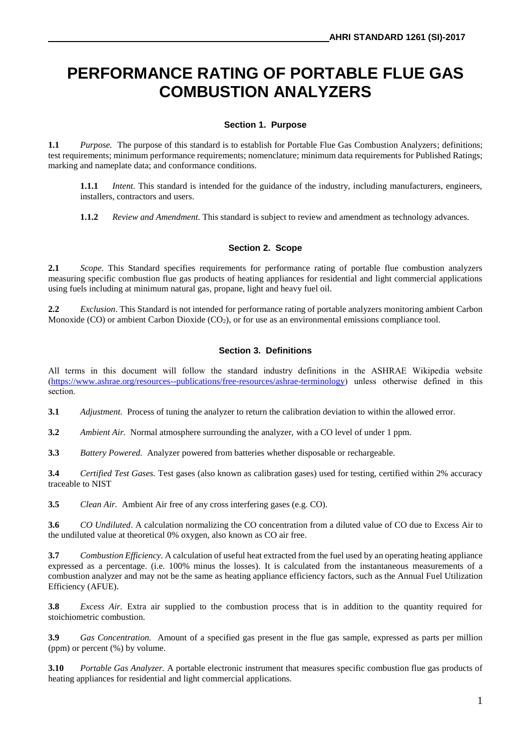# PERFORMANCE RATING OF PORTABLE FLUE GAS COMBUSTION ANALYZERS

## Section 1. Purpose

**1.1** *Purpose.* The purpose of this standard is to establish for Portable Flue Gas Combustion Analyzers; definitions; test requirements; minimum performance requirements; nomenclature; minimum data requirements for Published Ratings; marking and nameplate data; and conformance conditions.

**1.1.1** *Intent.* This standard is intended for the guidance of the industry, including manufacturers, engineers, installers, contractors and users.

**1.1.2** *Review and Amendment.* This standard is subject to review and amendment as technology advances.

## Section 2. Scope

**2.1** *Scope.* This Standard specifies requirements for performance rating of portable flue combustion analyzers measuring specific combustion flue gas products of heating appliances for residential and light commercial applications using fuels including at minimum natural gas, propane, light and heavy fuel oil.

**2.2** *Exclusion*. This Standard is not intended for performance rating of portable analyzers monitoring ambient Carbon Monoxide (CO) or ambient Carbon Dioxide ($CO_2$), or for use as an environmental emissions compliance tool.

## Section 3. Definitions

All terms in this document will follow the standard industry definitions in the ASHRAE Wikipedia website (https://www.ashrae.org/resources--publications/free-resources/ashrae-terminology) unless otherwise defined in this section.

**3.1** *Adjustment.* Process of tuning the analyzer to return the calibration deviation to within the allowed error.

**3.2** *Ambient Air.* Normal atmosphere surrounding the analyzer, with a CO level of under 1 ppm.

**3.3** *Battery Powered.* Analyzer powered from batteries whether disposable or rechargeable.

**3.4** *Certified Test Gases.* Test gases (also known as calibration gases) used for testing, certified within 2% accuracy traceable to NIST

**3.5** *Clean Air.* Ambient Air free of any cross interfering gases (e.g. CO).

**3.6** *CO Undiluted*. A calculation normalizing the CO concentration from a diluted value of CO due to Excess Air to the undiluted value at theoretical 0% oxygen, also known as CO air free.

**3.7** *Combustion Efficiency*. A calculation of useful heat extracted from the fuel used by an operating heating appliance expressed as a percentage. (i.e. 100% minus the losses). It is calculated from the instantaneous measurements of a combustion analyzer and may not be the same as heating appliance efficiency factors, such as the Annual Fuel Utilization Efficiency (AFUE).

**3.8** *Excess Air.* Extra air supplied to the combustion process that is in addition to the quantity required for stoichiometric combustion.

**3.9** *Gas Concentration.* Amount of a specified gas present in the flue gas sample, expressed as parts per million (ppm) or percent (%) by volume.

**3.10** *Portable Gas Analyzer.* A portable electronic instrument that measures specific combustion flue gas products of heating appliances for residential and light commercial applications.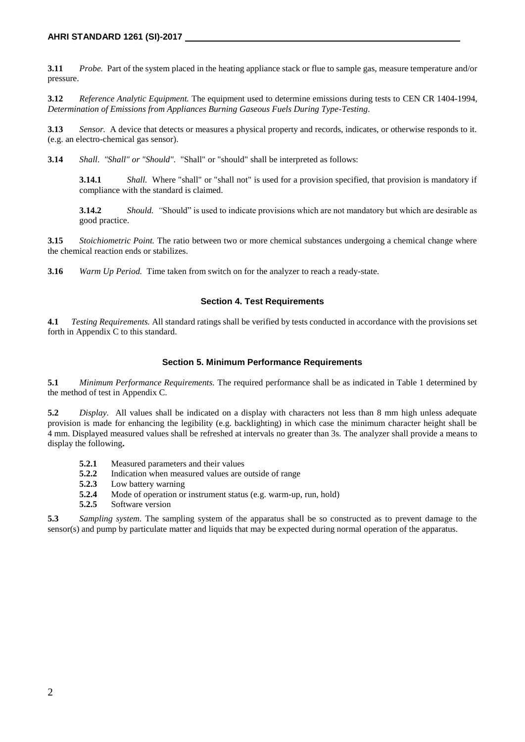**3.11** *Probe.* Part of the system placed in the heating appliance stack or flue to sample gas, measure temperature and/or pressure.

**3.12** *Reference Analytic Equipment.* The equipment used to determine emissions during tests to CEN CR 1404-1994, *Determination of Emissions from Appliances Burning Gaseous Fuels During Type-Testing*.

**3.13** *Sensor.* A device that detects or measures a physical property and records, indicates, or otherwise responds to it. (e.g. an electro-chemical gas sensor).

**3.14** *Shall. "Shall" or "Should".* "Shall" or "should" shall be interpreted as follows:

> **3.14.1** *Shall.* Where "shall" or "shall not" is used for a provision specified, that provision is mandatory if compliance with the standard is claimed.
>
> **3.14.2** *Should. "*Should" is used to indicate provisions which are not mandatory but which are desirable as good practice.

**3.15** *Stoichiometric Point.* The ratio between two or more chemical substances undergoing a chemical change where the chemical reaction ends or stabilizes.

**3.16** *Warm Up Period.* Time taken from switch on for the analyzer to reach a ready-state.

## Section 4. Test Requirements

**4.1** *Testing Requirements.* All standard ratings shall be verified by tests conducted in accordance with the provisions set forth in Appendix C to this standard.

## Section 5. Minimum Performance Requirements

**5.1** *Minimum Performance Requirements.* The required performance shall be as indicated in Table 1 determined by the method of test in Appendix C.

**5.2** *Display.* All values shall be indicated on a display with characters not less than 8 mm high unless adequate provision is made for enhancing the legibility (e.g. backlighting) in which case the minimum character height shall be 4 mm. Displayed measured values shall be refreshed at intervals no greater than 3s. The analyzer shall provide a means to display the following**.**

> **5.2.1** Measured parameters and their values
> **5.2.2** Indication when measured values are outside of range
> **5.2.3** Low battery warning
> **5.2.4** Mode of operation or instrument status (e.g. warm-up, run, hold)
> **5.2.5** Software version

**5.3** *Sampling system.* The sampling system of the apparatus shall be so constructed as to prevent damage to the sensor(s) and pump by particulate matter and liquids that may be expected during normal operation of the apparatus.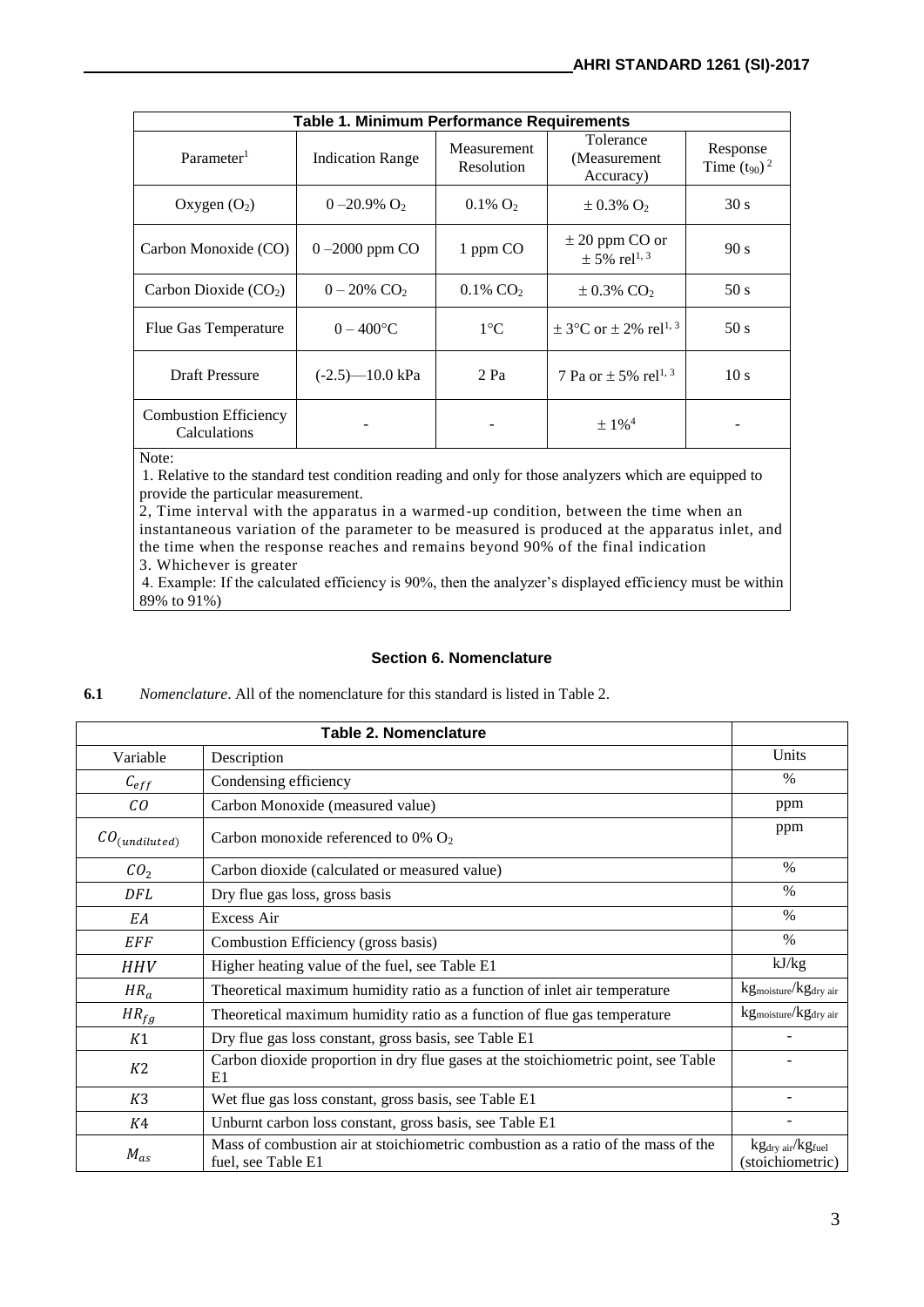| Table 1. Minimum Performance Requirements | | | | |
|---|---|---|---|---|
| Parameter[1] | Indication Range | Measurement Resolution | Tolerance (Measurement Accuracy) | Response Time ($t_{90}$)[2] |
| Oxygen ($O_2$) | 0 –20.9% $O_2$ | 0.1% $O_2$ | ± 0.3% $O_2$ | 30 s |
| Carbon Monoxide (CO) | 0 –2000 ppm CO | 1 ppm CO | ± 20 ppm CO or ± 5% rel[1, 3] | 90 s |
| Carbon Dioxide ($CO_2$) | 0 – 20% $CO_2$ | 0.1% $CO_2$ | ± 0.3% $CO_2$ | 50 s |
| Flue Gas Temperature | 0 – 400°C | 1°C | ± 3°C or ± 2% rel[1, 3] | 50 s |
| Draft Pressure | (-2.5)—10.0 kPa | 2 Pa | 7 Pa or ± 5% rel[1, 3] | 10 s |
| Combustion Efficiency Calculations | - | - | ± 1%[4] | - |

Note:
1. Relative to the standard test condition reading and only for those analyzers which are equipped to provide the particular measurement.
2, Time interval with the apparatus in a warmed-up condition, between the time when an instantaneous variation of the parameter to be measured is produced at the apparatus inlet, and the time when the response reaches and remains beyond 90% of the final indication
3. Whichever is greater
4. Example: If the calculated efficiency is 90%, then the analyzer's displayed efficiency must be within 89% to 91%)

## Section 6. Nomenclature

**6.1** *Nomenclature*. All of the nomenclature for this standard is listed in Table 2.

| Table 2. Nomenclature | | |
|---|---|---|
| Variable | Description | Units |
| $C_{eff}$ | Condensing efficiency | % |
| $CO$ | Carbon Monoxide (measured value) | ppm |
| $CO_{(undiluted)}$ | Carbon monoxide referenced to 0% $O_2$ | ppm |
| $CO_2$ | Carbon dioxide (calculated or measured value) | % |
| $DFL$ | Dry flue gas loss, gross basis | % |
| $EA$ | Excess Air | % |
| $EFF$ | Combustion Efficiency (gross basis) | % |
| $HHV$ | Higher heating value of the fuel, see Table E1 | kJ/kg |
| $HR_a$ | Theoretical maximum humidity ratio as a function of inlet air temperature | $kg_{moisture}/kg_{dry\ air}$ |
| $HR_{fg}$ | Theoretical maximum humidity ratio as a function of flue gas temperature | $kg_{moisture}/kg_{dry\ air}$ |
| $K1$ | Dry flue gas loss constant, gross basis, see Table E1 | - |
| $K2$ | Carbon dioxide proportion in dry flue gases at the stoichiometric point, see Table E1 | - |
| $K3$ | Wet flue gas loss constant, gross basis, see Table E1 | - |
| $K4$ | Unburnt carbon loss constant, gross basis, see Table E1 | - |
| $M_{as}$ | Mass of combustion air at stoichiometric combustion as a ratio of the mass of the fuel, see Table E1 | $kg_{dry\ air}/kg_{fuel}$ (stoichiometric) |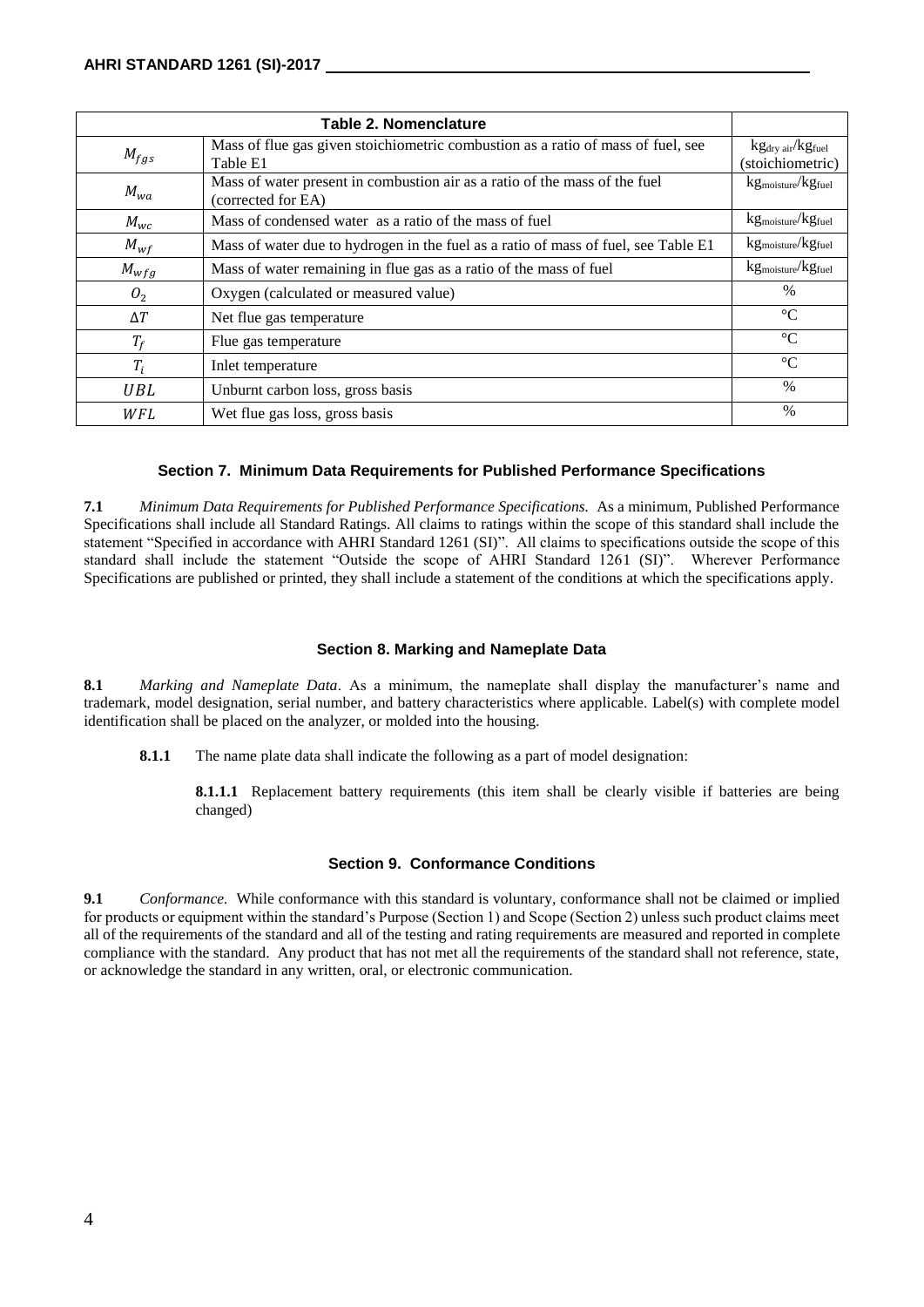| Table 2. Nomenclature | | |
|---|---|---|
| $M_{fgs}$ | Mass of flue gas given stoichiometric combustion as a ratio of mass of fuel, see Table E1 | $kg_{dry\ air}/kg_{fuel}$ (stoichiometric) |
| $M_{wa}$ | Mass of water present in combustion air as a ratio of the mass of the fuel (corrected for EA) | $kg_{moisture}/kg_{fuel}$ |
| $M_{wc}$ | Mass of condensed water as a ratio of the mass of fuel | $kg_{moisture}/kg_{fuel}$ |
| $M_{wf}$ | Mass of water due to hydrogen in the fuel as a ratio of mass of fuel, see Table E1 | $kg_{moisture}/kg_{fuel}$ |
| $M_{wfg}$ | Mass of water remaining in flue gas as a ratio of the mass of fuel | $kg_{moisture}/kg_{fuel}$ |
| $O_2$ | Oxygen (calculated or measured value) | % |
| $\Delta T$ | Net flue gas temperature | °C |
| $T_f$ | Flue gas temperature | °C |
| $T_i$ | Inlet temperature | °C |
| $UBL$ | Unburnt carbon loss, gross basis | % |
| $WFL$ | Wet flue gas loss, gross basis | % |

## Section 7. Minimum Data Requirements for Published Performance Specifications

**7.1** *Minimum Data Requirements for Published Performance Specifications.* As a minimum, Published Performance Specifications shall include all Standard Ratings. All claims to ratings within the scope of this standard shall include the statement "Specified in accordance with AHRI Standard 1261 (SI)". All claims to specifications outside the scope of this standard shall include the statement "Outside the scope of AHRI Standard 1261 (SI)". Wherever Performance Specifications are published or printed, they shall include a statement of the conditions at which the specifications apply.

## Section 8. Marking and Nameplate Data

**8.1** *Marking and Nameplate Data*. As a minimum, the nameplate shall display the manufacturer's name and trademark, model designation, serial number, and battery characteristics where applicable. Label(s) with complete model identification shall be placed on the analyzer, or molded into the housing.

**8.1.1** The name plate data shall indicate the following as a part of model designation:

**8.1.1.1** Replacement battery requirements (this item shall be clearly visible if batteries are being changed)

## Section 9. Conformance Conditions

**9.1** *Conformance.* While conformance with this standard is voluntary, conformance shall not be claimed or implied for products or equipment within the standard's Purpose (Section 1) and Scope (Section 2) unless such product claims meet all of the requirements of the standard and all of the testing and rating requirements are measured and reported in complete compliance with the standard. Any product that has not met all the requirements of the standard shall not reference, state, or acknowledge the standard in any written, oral, or electronic communication.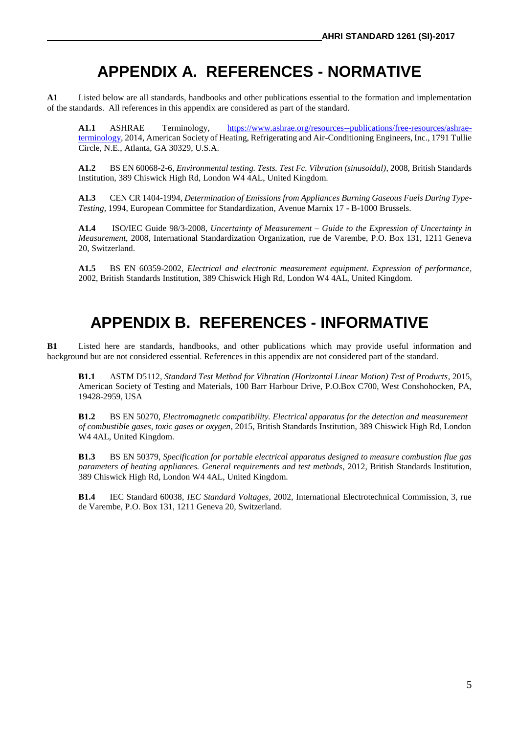# APPENDIX A. REFERENCES - NORMATIVE

**A1** Listed below are all standards, handbooks and other publications essential to the formation and implementation of the standards. All references in this appendix are considered as part of the standard.

**A1.1** ASHRAE Terminology, https://www.ashrae.org/resources--publications/free-resources/ashrae-terminology, 2014, American Society of Heating, Refrigerating and Air-Conditioning Engineers, Inc., 1791 Tullie Circle, N.E., Atlanta, GA 30329, U.S.A.

**A1.2** BS EN 60068-2-6, *Environmental testing. Tests. Test Fc. Vibration (sinusoidal)*, 2008, British Standards Institution, 389 Chiswick High Rd, London W4 4AL, United Kingdom.

**A1.3** CEN CR 1404-1994, *Determination of Emissions from Appliances Burning Gaseous Fuels During Type-Testing*, 1994, European Committee for Standardization, Avenue Marnix 17 - B-1000 Brussels.

**A1.4** ISO/IEC Guide 98/3-2008, *Uncertainty of Measurement – Guide to the Expression of Uncertainty in Measurement*, 2008, International Standardization Organization, rue de Varembe, P.O. Box 131, 1211 Geneva 20, Switzerland.

**A1.5** BS EN 60359-2002, *Electrical and electronic measurement equipment. Expression of performance*, 2002, British Standards Institution, 389 Chiswick High Rd, London W4 4AL, United Kingdom.

# APPENDIX B. REFERENCES - INFORMATIVE

**B1** Listed here are standards, handbooks, and other publications which may provide useful information and background but are not considered essential. References in this appendix are not considered part of the standard.

**B1.1** ASTM D5112, *Standard Test Method for Vibration (Horizontal Linear Motion) Test of Products*, 2015, American Society of Testing and Materials, 100 Barr Harbour Drive, P.O.Box C700, West Conshohocken, PA, 19428-2959, USA

**B1.2** BS EN 50270, *Electromagnetic compatibility. Electrical apparatus for the detection and measurement of combustible gases, toxic gases or oxygen*, 2015, British Standards Institution, 389 Chiswick High Rd, London W4 4AL, United Kingdom.

**B1.3** BS EN 50379, *Specification for portable electrical apparatus designed to measure combustion flue gas parameters of heating appliances. General requirements and test methods*, 2012, British Standards Institution, 389 Chiswick High Rd, London W4 4AL, United Kingdom.

**B1.4** IEC Standard 60038, *IEC Standard Voltages*, 2002, International Electrotechnical Commission, 3, rue de Varembe, P.O. Box 131, 1211 Geneva 20, Switzerland.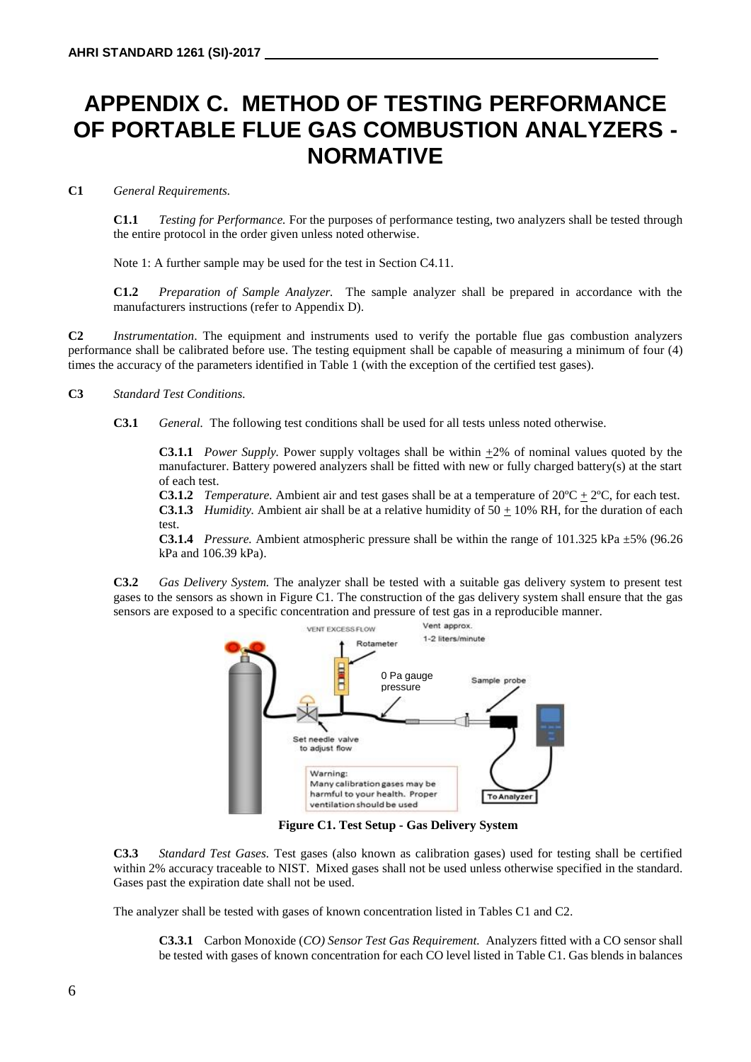# APPENDIX C. METHOD OF TESTING PERFORMANCE OF PORTABLE FLUE GAS COMBUSTION ANALYZERS - NORMATIVE

**C1** *General Requirements.*

**C1.1** *Testing for Performance.* For the purposes of performance testing, two analyzers shall be tested through the entire protocol in the order given unless noted otherwise.

Note 1: A further sample may be used for the test in Section C4.11.

**C1.2** *Preparation of Sample Analyzer.* The sample analyzer shall be prepared in accordance with the manufacturers instructions (refer to Appendix D).

**C2** *Instrumentation*. The equipment and instruments used to verify the portable flue gas combustion analyzers performance shall be calibrated before use. The testing equipment shall be capable of measuring a minimum of four (4) times the accuracy of the parameters identified in Table 1 (with the exception of the certified test gases).

**C3** *Standard Test Conditions.*

**C3.1** *General.* The following test conditions shall be used for all tests unless noted otherwise.

**C3.1.1** *Power Supply.* Power supply voltages shall be within ±2% of nominal values quoted by the manufacturer. Battery powered analyzers shall be fitted with new or fully charged battery(s) at the start of each test.

**C3.1.2** *Temperature.* Ambient air and test gases shall be at a temperature of 20ºC ± 2ºC, for each test.

**C3.1.3** *Humidity.* Ambient air shall be at a relative humidity of 50 ± 10% RH, for the duration of each test.

**C3.1.4** *Pressure.* Ambient atmospheric pressure shall be within the range of 101.325 kPa ±5% (96.26 kPa and 106.39 kPa).

**C3.2** *Gas Delivery System.* The analyzer shall be tested with a suitable gas delivery system to present test gases to the sensors as shown in Figure C1. The construction of the gas delivery system shall ensure that the gas sensors are exposed to a specific concentration and pressure of test gas in a reproducible manner.

VENT EXCESS FLOW
Vent approx. 1-2 liters/minute
Rotameter
0 Pa gauge pressure
Sample probe
Set needle valve to adjust flow
Warning: Many calibration gases may be harmful to your health. Proper ventilation should be used
To Analyzer

**Figure C1. Test Setup - Gas Delivery System**

**C3.3** *Standard Test Gases.* Test gases (also known as calibration gases) used for testing shall be certified within 2% accuracy traceable to NIST. Mixed gases shall not be used unless otherwise specified in the standard. Gases past the expiration date shall not be used.

The analyzer shall be tested with gases of known concentration listed in Tables C1 and C2.

**C3.3.1** Carbon Monoxide (*CO) Sensor Test Gas Requirement.* Analyzers fitted with a CO sensor shall be tested with gases of known concentration for each CO level listed in Table C1. Gas blends in balances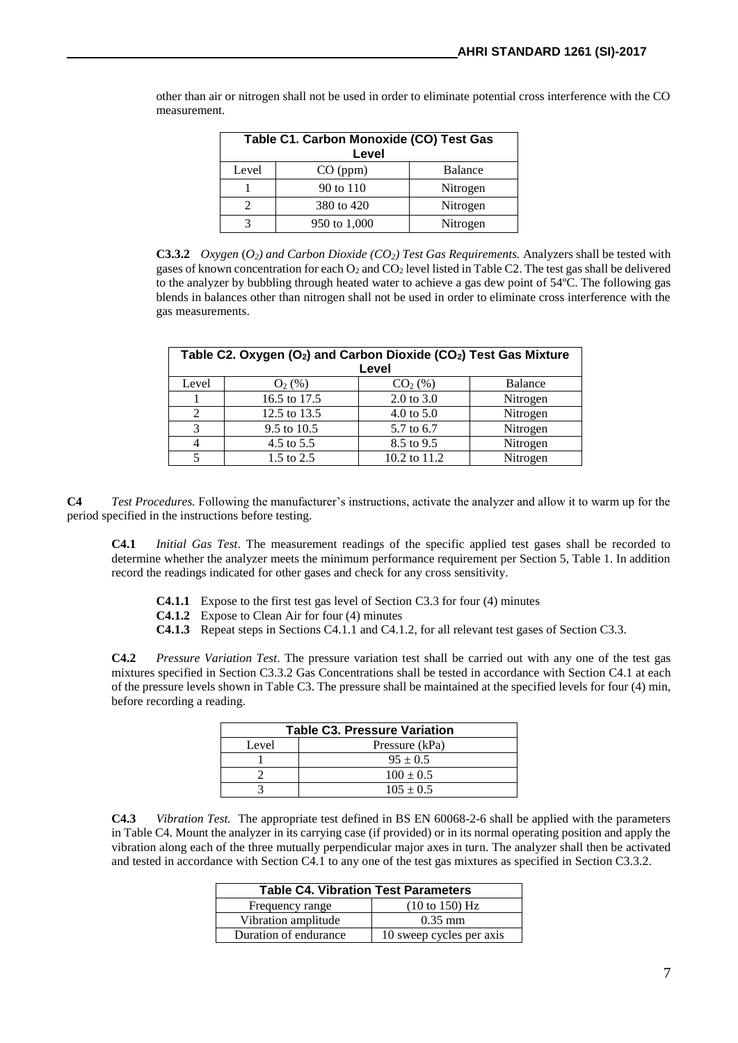other than air or nitrogen shall not be used in order to eliminate potential cross interference with the CO measurement.

| Table C1. Carbon Monoxide (CO) Test Gas Level | | |
|---|---|---|
| Level | CO (ppm) | Balance |
| 1 | 90 to 110 | Nitrogen |
| 2 | 380 to 420 | Nitrogen |
| 3 | 950 to 1,000 | Nitrogen |

**C3.3.2** *Oxygen ($O_2$) and Carbon Dioxide ($CO_2$) Test Gas Requirements.* Analyzers shall be tested with gases of known concentration for each $O_2$ and $CO_2$ level listed in Table C2. The test gas shall be delivered to the analyzer by bubbling through heated water to achieve a gas dew point of 54ºC. The following gas blends in balances other than nitrogen shall not be used in order to eliminate cross interference with the gas measurements.

| Table C2. Oxygen ($O_2$) and Carbon Dioxide ($CO_2$) Test Gas Mixture Level | | | |
|---|---|---|---|
| Level | $O_2$ (%) | $CO_2$ (%) | Balance |
| 1 | 16.5 to 17.5 | 2.0 to 3.0 | Nitrogen |
| 2 | 12.5 to 13.5 | 4.0 to 5.0 | Nitrogen |
| 3 | 9.5 to 10.5 | 5.7 to 6.7 | Nitrogen |
| 4 | 4.5 to 5.5 | 8.5 to 9.5 | Nitrogen |
| 5 | 1.5 to 2.5 | 10.2 to 11.2 | Nitrogen |

**C4** *Test Procedures.* Following the manufacturer's instructions, activate the analyzer and allow it to warm up for the period specified in the instructions before testing.

**C4.1** *Initial Gas Test*. The measurement readings of the specific applied test gases shall be recorded to determine whether the analyzer meets the minimum performance requirement per Section 5, Table 1. In addition record the readings indicated for other gases and check for any cross sensitivity.

**C4.1.1** Expose to the first test gas level of Section C3.3 for four (4) minutes

**C4.1.2** Expose to Clean Air for four (4) minutes

**C4.1.3** Repeat steps in Sections C4.1.1 and C4.1.2, for all relevant test gases of Section C3.3.

**C4.2** *Pressure Variation Test*. The pressure variation test shall be carried out with any one of the test gas mixtures specified in Section C3.3.2 Gas Concentrations shall be tested in accordance with Section C4.1 at each of the pressure levels shown in Table C3. The pressure shall be maintained at the specified levels for four (4) min, before recording a reading.

| Table C3. Pressure Variation | |
|---|---|
| Level | Pressure (kPa) |
| 1 | $95 \pm 0.5$ |
| 2 | $100 \pm 0.5$ |
| 3 | $105 \pm 0.5$ |

**C4.3** *Vibration Test.* The appropriate test defined in BS EN 60068-2-6 shall be applied with the parameters in Table C4. Mount the analyzer in its carrying case (if provided) or in its normal operating position and apply the vibration along each of the three mutually perpendicular major axes in turn. The analyzer shall then be activated and tested in accordance with Section C4.1 to any one of the test gas mixtures as specified in Section C3.3.2.

| Table C4. Vibration Test Parameters | |
|---|---|
| Frequency range | (10 to 150) Hz |
| Vibration amplitude | 0.35 mm |
| Duration of endurance | 10 sweep cycles per axis |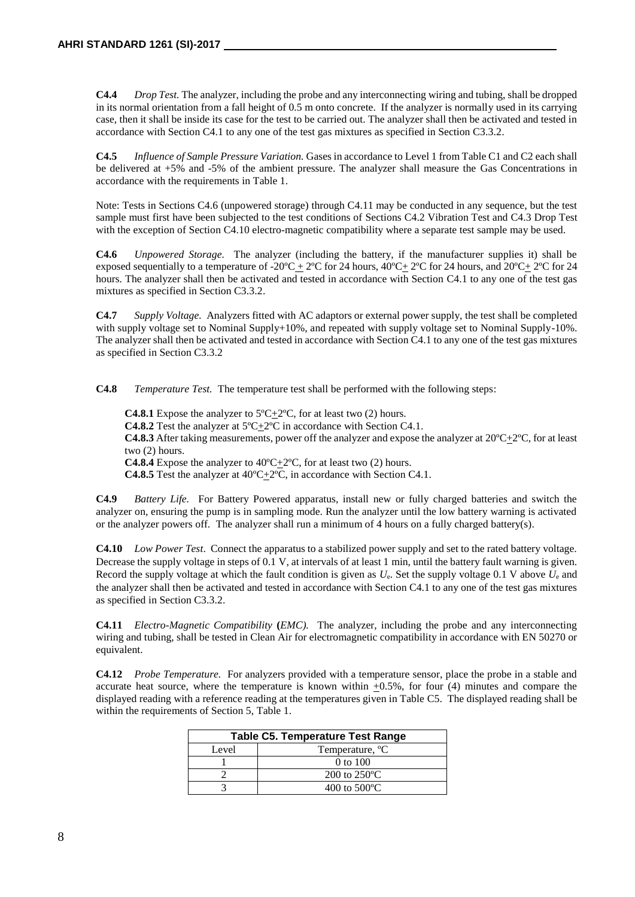**C4.4** *Drop Test.* The analyzer, including the probe and any interconnecting wiring and tubing, shall be dropped in its normal orientation from a fall height of 0.5 m onto concrete. If the analyzer is normally used in its carrying case, then it shall be inside its case for the test to be carried out. The analyzer shall then be activated and tested in accordance with Section C4.1 to any one of the test gas mixtures as specified in Section C3.3.2.

**C4.5** *Influence of Sample Pressure Variation.* Gases in accordance to Level 1 from Table C1 and C2 each shall be delivered at +5% and -5% of the ambient pressure. The analyzer shall measure the Gas Concentrations in accordance with the requirements in Table 1.

Note: Tests in Sections C4.6 (unpowered storage) through C4.11 may be conducted in any sequence, but the test sample must first have been subjected to the test conditions of Sections C4.2 Vibration Test and C4.3 Drop Test with the exception of Section C4.10 electro-magnetic compatibility where a separate test sample may be used.

**C4.6** *Unpowered Storage.* The analyzer (including the battery, if the manufacturer supplies it) shall be exposed sequentially to a temperature of -20ºC ± 2ºC for 24 hours, 40ºC± 2ºC for 24 hours, and 20ºC± 2ºC for 24 hours. The analyzer shall then be activated and tested in accordance with Section C4.1 to any one of the test gas mixtures as specified in Section C3.3.2.

**C4.7** *Supply Voltage.* Analyzers fitted with AC adaptors or external power supply, the test shall be completed with supply voltage set to Nominal Supply+10%, and repeated with supply voltage set to Nominal Supply-10%. The analyzer shall then be activated and tested in accordance with Section C4.1 to any one of the test gas mixtures as specified in Section C3.3.2

**C4.8** *Temperature Test.* The temperature test shall be performed with the following steps:

**C4.8.1** Expose the analyzer to 5ºC±2ºC, for at least two (2) hours.
**C4.8.2** Test the analyzer at 5ºC±2ºC in accordance with Section C4.1.
**C4.8.3** After taking measurements, power off the analyzer and expose the analyzer at 20ºC±2ºC, for at least two (2) hours.
**C4.8.4** Expose the analyzer to 40ºC±2ºC, for at least two (2) hours.
**C4.8.5** Test the analyzer at 40ºC±2ºC, in accordance with Section C4.1.

**C4.9** *Battery Life.* For Battery Powered apparatus, install new or fully charged batteries and switch the analyzer on, ensuring the pump is in sampling mode. Run the analyzer until the low battery warning is activated or the analyzer powers off. The analyzer shall run a minimum of 4 hours on a fully charged battery(s).

**C4.10** *Low Power Test*. Connect the apparatus to a stabilized power supply and set to the rated battery voltage. Decrease the supply voltage in steps of 0.1 V, at intervals of at least 1 min, until the battery fault warning is given. Record the supply voltage at which the fault condition is given as $U_e$. Set the supply voltage 0.1 V above $U_e$ and the analyzer shall then be activated and tested in accordance with Section C4.1 to any one of the test gas mixtures as specified in Section C3.3.2.

**C4.11** *Electro-Magnetic Compatibility* **(***EMC).* The analyzer, including the probe and any interconnecting wiring and tubing, shall be tested in Clean Air for electromagnetic compatibility in accordance with EN 50270 or equivalent.

**C4.12** *Probe Temperature.* For analyzers provided with a temperature sensor, place the probe in a stable and accurate heat source, where the temperature is known within ±0.5%, for four (4) minutes and compare the displayed reading with a reference reading at the temperatures given in Table C5. The displayed reading shall be within the requirements of Section 5, Table 1.

**Table C5. Temperature Test Range**

| Level | Temperature, ºC |
|---|---|
| 1 | 0 to 100 |
| 2 | 200 to 250ºC |
| 3 | 400 to 500ºC |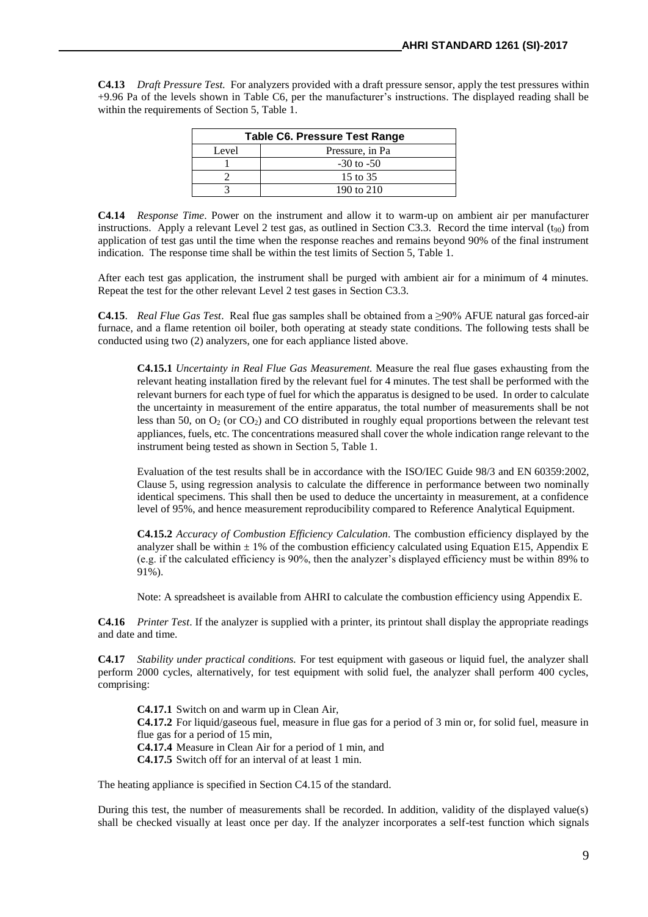**C4.13** *Draft Pressure Test.* For analyzers provided with a draft pressure sensor, apply the test pressures within +9.96 Pa of the levels shown in Table C6, per the manufacturer's instructions. The displayed reading shall be within the requirements of Section 5, Table 1.

| **Table C6. Pressure Test Range** | |
|---|---|
| Level | Pressure, in Pa |
| 1 | -30 to -50 |
| 2 | 15 to 35 |
| 3 | 190 to 210 |

**C4.14** *Response Time*. Power on the instrument and allow it to warm-up on ambient air per manufacturer instructions. Apply a relevant Level 2 test gas, as outlined in Section C3.3. Record the time interval ($t_{90}$) from application of test gas until the time when the response reaches and remains beyond 90% of the final instrument indication. The response time shall be within the test limits of Section 5, Table 1.

After each test gas application, the instrument shall be purged with ambient air for a minimum of 4 minutes. Repeat the test for the other relevant Level 2 test gases in Section C3.3.

**C4.15**. *Real Flue Gas Test*. Real flue gas samples shall be obtained from a ≥90% AFUE natural gas forced-air furnace, and a flame retention oil boiler, both operating at steady state conditions. The following tests shall be conducted using two (2) analyzers, one for each appliance listed above.

**C4.15.1** *Uncertainty in Real Flue Gas Measurement.* Measure the real flue gases exhausting from the relevant heating installation fired by the relevant fuel for 4 minutes. The test shall be performed with the relevant burners for each type of fuel for which the apparatus is designed to be used. In order to calculate the uncertainty in measurement of the entire apparatus, the total number of measurements shall be not less than 50, on $O_2$ (or $CO_2$) and CO distributed in roughly equal proportions between the relevant test appliances, fuels, etc. The concentrations measured shall cover the whole indication range relevant to the instrument being tested as shown in Section 5, Table 1.

Evaluation of the test results shall be in accordance with the ISO/IEC Guide 98/3 and EN 60359:2002, Clause 5, using regression analysis to calculate the difference in performance between two nominally identical specimens. This shall then be used to deduce the uncertainty in measurement, at a confidence level of 95%, and hence measurement reproducibility compared to Reference Analytical Equipment.

**C4.15.2** *Accuracy of Combustion Efficiency Calculation*. The combustion efficiency displayed by the analyzer shall be within ± 1% of the combustion efficiency calculated using Equation E15, Appendix E (e.g. if the calculated efficiency is 90%, then the analyzer's displayed efficiency must be within 89% to 91%).

Note: A spreadsheet is available from AHRI to calculate the combustion efficiency using Appendix E.

**C4.16** *Printer Test*. If the analyzer is supplied with a printer, its printout shall display the appropriate readings and date and time.

**C4.17** *Stability under practical conditions.* For test equipment with gaseous or liquid fuel, the analyzer shall perform 2000 cycles, alternatively, for test equipment with solid fuel, the analyzer shall perform 400 cycles, comprising:

**C4.17.1** Switch on and warm up in Clean Air,
**C4.17.2** For liquid/gaseous fuel, measure in flue gas for a period of 3 min or, for solid fuel, measure in flue gas for a period of 15 min,
**C4.17.4** Measure in Clean Air for a period of 1 min, and
**C4.17.5** Switch off for an interval of at least 1 min.

The heating appliance is specified in Section C4.15 of the standard.

During this test, the number of measurements shall be recorded. In addition, validity of the displayed value(s) shall be checked visually at least once per day. If the analyzer incorporates a self-test function which signals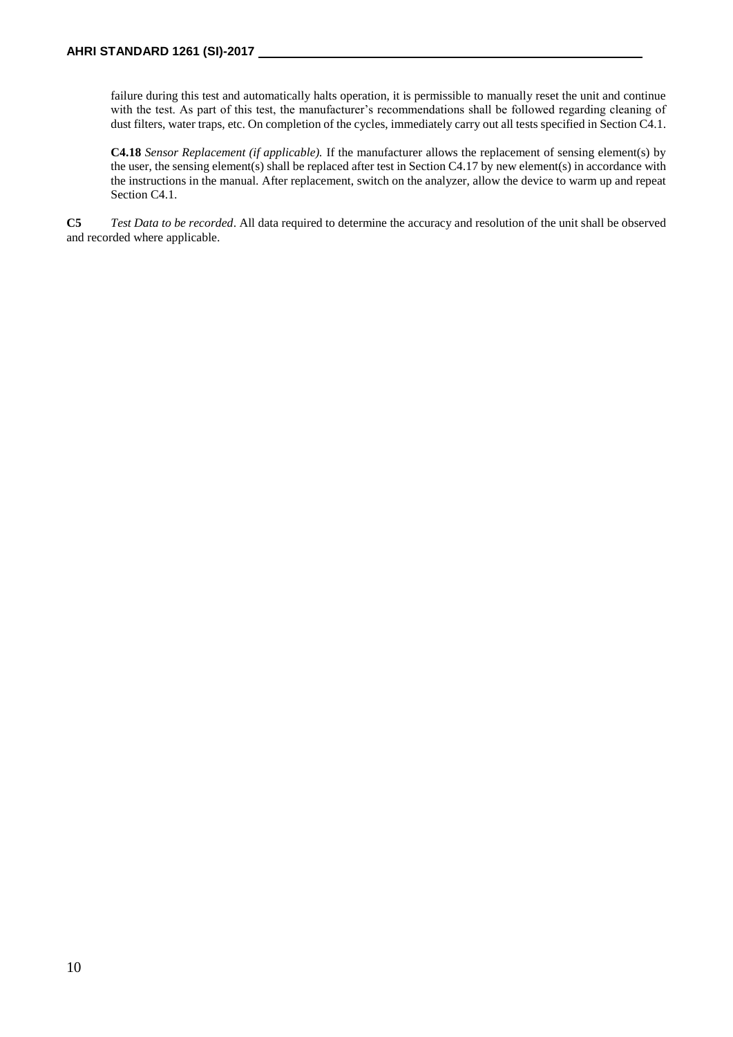failure during this test and automatically halts operation, it is permissible to manually reset the unit and continue with the test. As part of this test, the manufacturer's recommendations shall be followed regarding cleaning of dust filters, water traps, etc. On completion of the cycles, immediately carry out all tests specified in Section C4.1.

**C4.18** *Sensor Replacement (if applicable).* If the manufacturer allows the replacement of sensing element(s) by the user, the sensing element(s) shall be replaced after test in Section C4.17 by new element(s) in accordance with the instructions in the manual. After replacement, switch on the analyzer, allow the device to warm up and repeat Section C4.1.

**C5** *Test Data to be recorded*. All data required to determine the accuracy and resolution of the unit shall be observed and recorded where applicable.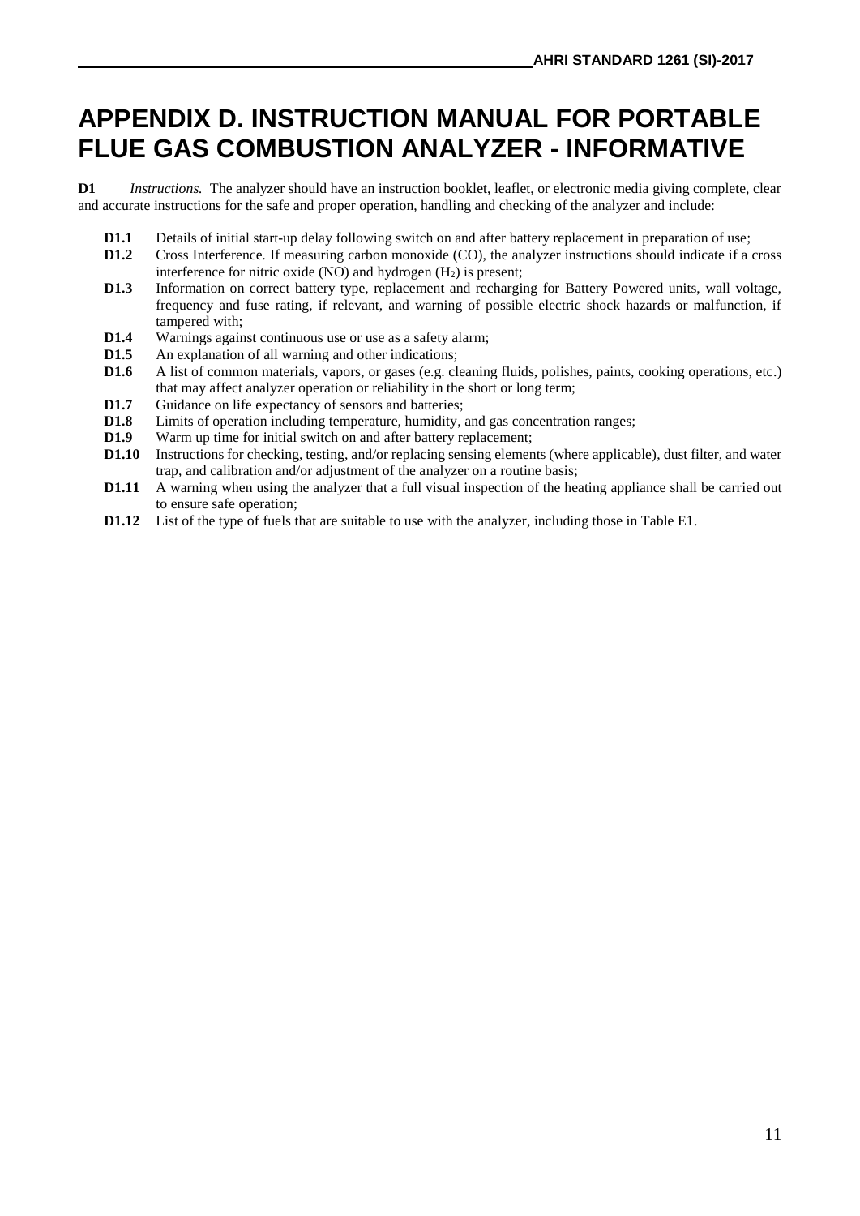# APPENDIX D. INSTRUCTION MANUAL FOR PORTABLE FLUE GAS COMBUSTION ANALYZER - INFORMATIVE

**D1** *Instructions.* The analyzer should have an instruction booklet, leaflet, or electronic media giving complete, clear and accurate instructions for the safe and proper operation, handling and checking of the analyzer and include:

- **D1.1** Details of initial start-up delay following switch on and after battery replacement in preparation of use;
- **D1.2** Cross Interference. If measuring carbon monoxide (CO), the analyzer instructions should indicate if a cross interference for nitric oxide (NO) and hydrogen ($H_2$) is present;
- **D1.3** Information on correct battery type, replacement and recharging for Battery Powered units, wall voltage, frequency and fuse rating, if relevant, and warning of possible electric shock hazards or malfunction, if tampered with;
- **D1.4** Warnings against continuous use or use as a safety alarm;
- **D1.5** An explanation of all warning and other indications;
- **D1.6** A list of common materials, vapors, or gases (e.g. cleaning fluids, polishes, paints, cooking operations, etc.) that may affect analyzer operation or reliability in the short or long term;
- **D1.7** Guidance on life expectancy of sensors and batteries;
- **D1.8** Limits of operation including temperature, humidity, and gas concentration ranges;
- **D1.9** Warm up time for initial switch on and after battery replacement;
- **D1.10** Instructions for checking, testing, and/or replacing sensing elements (where applicable), dust filter, and water trap, and calibration and/or adjustment of the analyzer on a routine basis;
- **D1.11** A warning when using the analyzer that a full visual inspection of the heating appliance shall be carried out to ensure safe operation;
- **D1.12** List of the type of fuels that are suitable to use with the analyzer, including those in Table E1.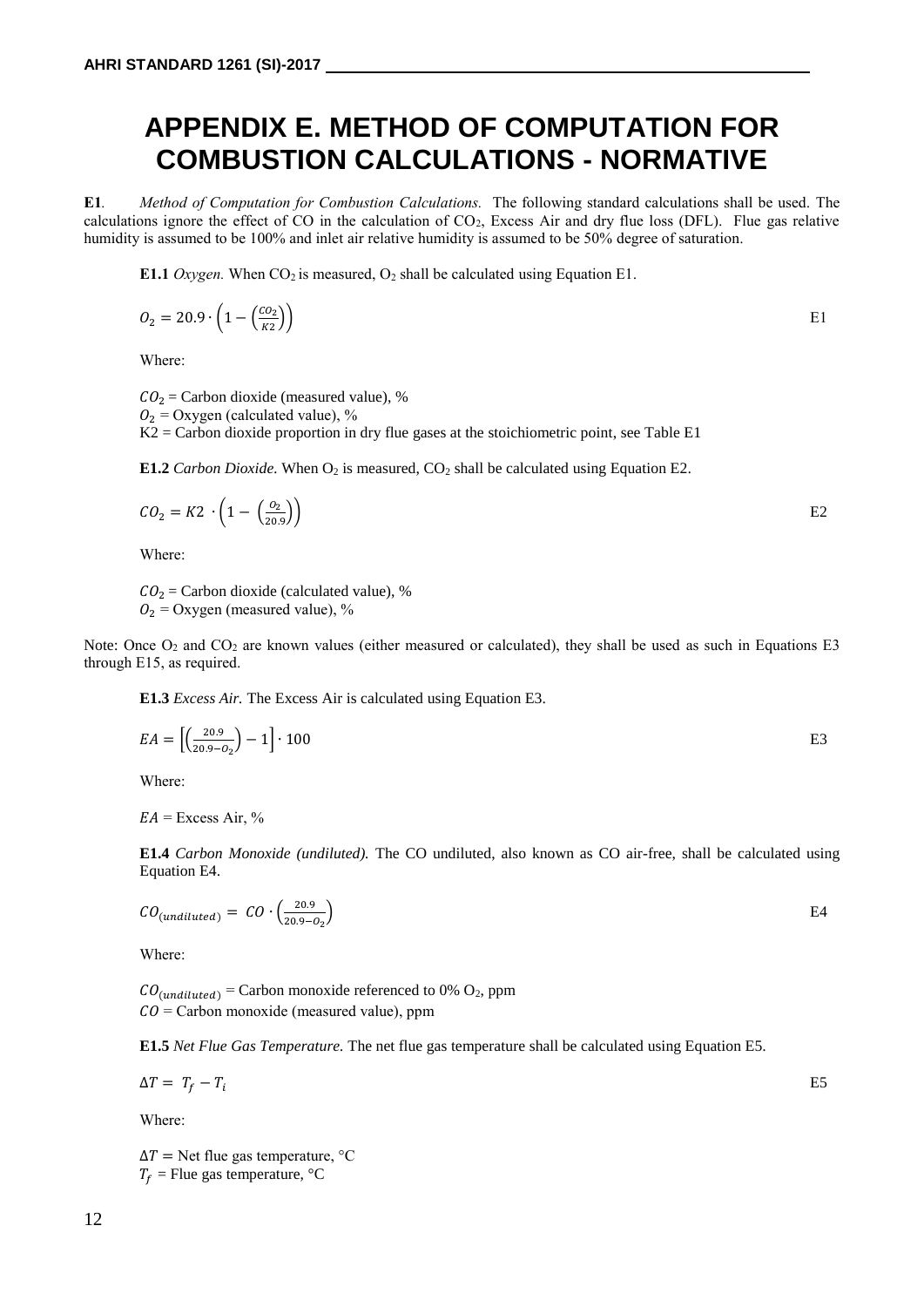# APPENDIX E. METHOD OF COMPUTATION FOR COMBUSTION CALCULATIONS - NORMATIVE

**E1**. *Method of Computation for Combustion Calculations.* The following standard calculations shall be used. The calculations ignore the effect of CO in the calculation of $CO_2$, Excess Air and dry flue loss (DFL). Flue gas relative humidity is assumed to be 100% and inlet air relative humidity is assumed to be 50% degree of saturation.

**E1.1** *Oxygen.* When $CO_2$ is measured, $O_2$ shall be calculated using Equation E1.

$$O_2 = 20.9 \cdot \left(1 - \left(\frac{CO_2}{K2}\right)\right) \quad \text{E1}$$

Where:

$CO_2$ = Carbon dioxide (measured value), %
$O_2$ = Oxygen (calculated value), %
K2 = Carbon dioxide proportion in dry flue gases at the stoichiometric point, see Table E1

**E1.2** *Carbon Dioxide.* When $O_2$ is measured, $CO_2$ shall be calculated using Equation E2.

$$CO_2 = K2 \cdot \left(1 - \left(\frac{O_2}{20.9}\right)\right) \quad \text{E2}$$

Where:

$CO_2$ = Carbon dioxide (calculated value), %
$O_2$ = Oxygen (measured value), %

Note: Once $O_2$ and $CO_2$ are known values (either measured or calculated), they shall be used as such in Equations E3 through E15, as required.

**E1.3** *Excess Air.* The Excess Air is calculated using Equation E3.

$$EA = \left[\left(\frac{20.9}{20.9 - O_2}\right) - 1\right] \cdot 100 \quad \text{E3}$$

Where:

$EA$ = Excess Air, %

**E1.4** *Carbon Monoxide (undiluted).* The CO undiluted, also known as CO air-free, shall be calculated using Equation E4.

$$CO_{(undiluted)} = CO \cdot \left(\frac{20.9}{20.9 - O_2}\right) \quad \text{E4}$$

Where:

$CO_{(undiluted)}$ = Carbon monoxide referenced to 0% $O_2$, ppm
$CO$ = Carbon monoxide (measured value), ppm

**E1.5** *Net Flue Gas Temperature.* The net flue gas temperature shall be calculated using Equation E5.

$$\Delta T = T_f - T_i \quad \text{E5}$$

Where:

$\Delta T$ = Net flue gas temperature, °C
$T_f$ = Flue gas temperature, °C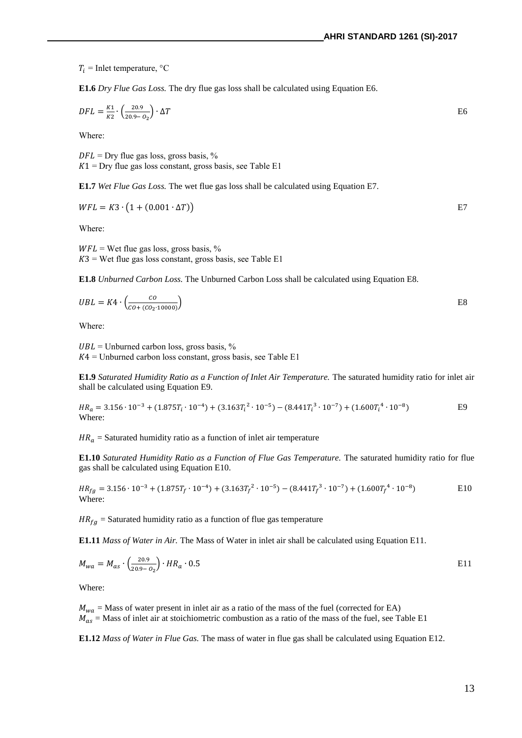$T_i$ = Inlet temperature, °C

**E1.6** *Dry Flue Gas Loss.* The dry flue gas loss shall be calculated using Equation E6.

$$DFL = \frac{K1}{K2} \cdot \left(\frac{20.9}{20.9 - O_2}\right) \cdot \Delta T \qquad \text{E6}$$

Where:

$DFL$ = Dry flue gas loss, gross basis, %
$K1$ = Dry flue gas loss constant, gross basis, see Table E1

**E1.7** *Wet Flue Gas Loss.* The wet flue gas loss shall be calculated using Equation E7.

$$WFL = K3 \cdot \left(1 + (0.001 \cdot \Delta T)\right) \qquad \text{E7}$$

Where:

$WFL$ = Wet flue gas loss, gross basis, %
$K3$ = Wet flue gas loss constant, gross basis, see Table E1

**E1.8** *Unburned Carbon Loss.* The Unburned Carbon Loss shall be calculated using Equation E8.

$$UBL = K4 \cdot \left(\frac{CO}{CO + (CO_2 \cdot 10000)}\right) \qquad \text{E8}$$

Where:

$UBL$ = Unburned carbon loss, gross basis, %
$K4$ = Unburned carbon loss constant, gross basis, see Table E1

**E1.9** *Saturated Humidity Ratio as a Function of Inlet Air Temperature.* The saturated humidity ratio for inlet air shall be calculated using Equation E9.

$$HR_a = 3.156 \cdot 10^{-3} + (1.875T_i \cdot 10^{-4}) + (3.163{T_i}^2 \cdot 10^{-5}) - (8.441{T_i}^3 \cdot 10^{-7}) + (1.600{T_i}^4 \cdot 10^{-8}) \qquad \text{E9}$$

Where:

$HR_a$ = Saturated humidity ratio as a function of inlet air temperature

**E1.10** *Saturated Humidity Ratio as a Function of Flue Gas Temperature.* The saturated humidity ratio for flue gas shall be calculated using Equation E10.

$$HR_{fg} = 3.156 \cdot 10^{-3} + (1.875T_f \cdot 10^{-4}) + (3.163{T_f}^2 \cdot 10^{-5}) - (8.441{T_f}^3 \cdot 10^{-7}) + (1.600{T_f}^4 \cdot 10^{-8}) \qquad \text{E10}$$

Where:

$HR_{fg}$ = Saturated humidity ratio as a function of flue gas temperature

**E1.11** *Mass of Water in Air.* The Mass of Water in inlet air shall be calculated using Equation E11.

$$M_{wa} = M_{as} \cdot \left(\frac{20.9}{20.9 - O_2}\right) \cdot HR_a \cdot 0.5 \qquad \text{E11}$$

Where:

$M_{wa}$ = Mass of water present in inlet air as a ratio of the mass of the fuel (corrected for EA)
$M_{as}$ = Mass of inlet air at stoichiometric combustion as a ratio of the mass of the fuel, see Table E1

**E1.12** *Mass of Water in Flue Gas.* The mass of water in flue gas shall be calculated using Equation E12.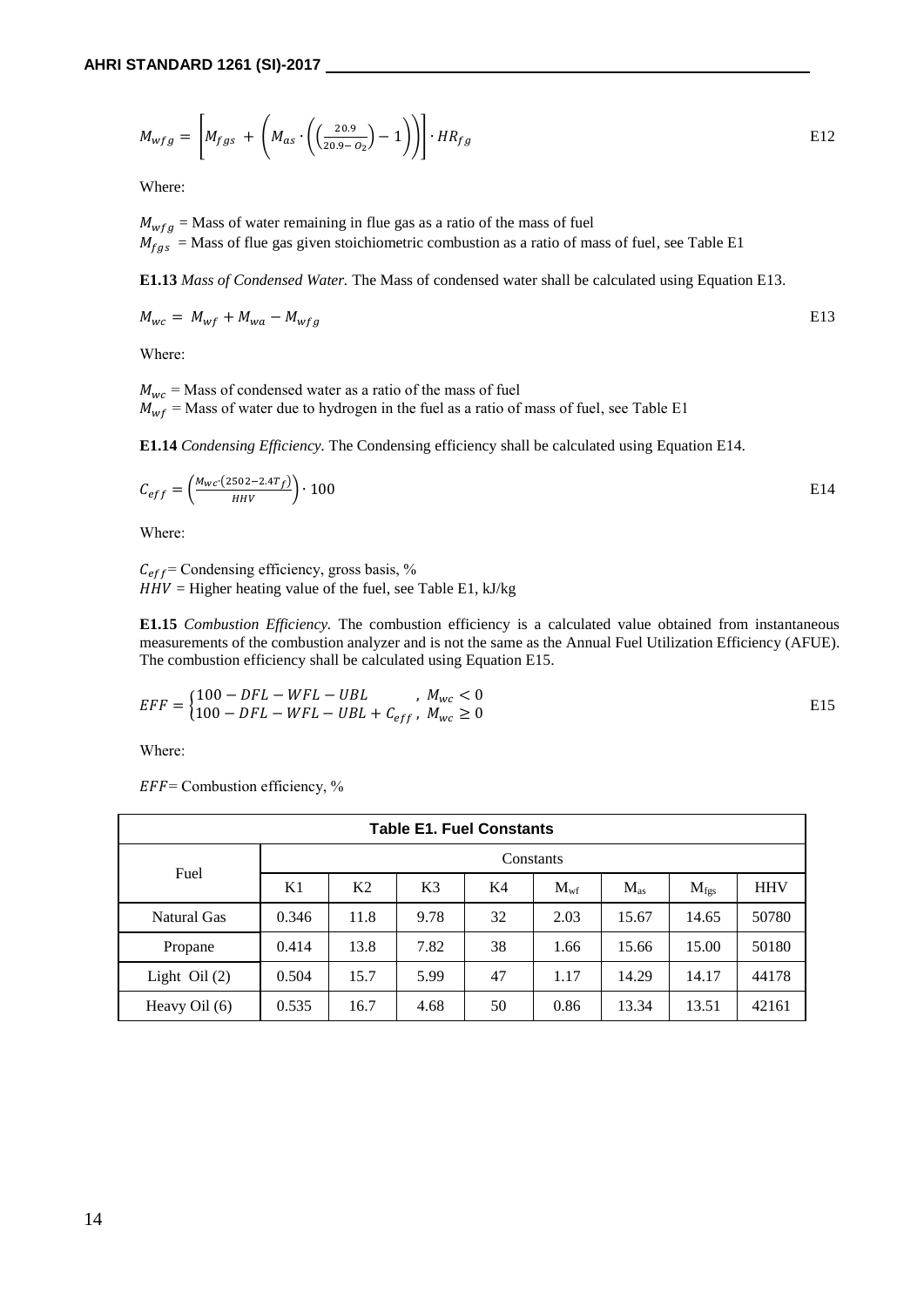$$M_{wfg} = \left[M_{fgs} + \left(M_{as} \cdot \left(\left(\frac{20.9}{20.9 - O_2}\right) - 1\right)\right)\right] \cdot HR_{fg} \qquad \text{E12}$$

Where:

$M_{wfg}$ = Mass of water remaining in flue gas as a ratio of the mass of fuel
$M_{fgs}$ = Mass of flue gas given stoichiometric combustion as a ratio of mass of fuel, see Table E1

**E1.13** *Mass of Condensed Water.* The Mass of condensed water shall be calculated using Equation E13.

$$M_{wc} = M_{wf} + M_{wa} - M_{wfg} \qquad \text{E13}$$

Where:

$M_{wc}$ = Mass of condensed water as a ratio of the mass of fuel
$M_{wf}$ = Mass of water due to hydrogen in the fuel as a ratio of mass of fuel, see Table E1

**E1.14** *Condensing Efficiency.* The Condensing efficiency shall be calculated using Equation E14.

$$C_{eff} = \left(\frac{M_{wc} \cdot (2502 - 2.4T_f)}{HHV}\right) \cdot 100 \qquad \text{E14}$$

Where:

$C_{eff}$ = Condensing efficiency, gross basis, %
$HHV$ = Higher heating value of the fuel, see Table E1, kJ/kg

**E1.15** *Combustion Efficiency.* The combustion efficiency is a calculated value obtained from instantaneous measurements of the combustion analyzer and is not the same as the Annual Fuel Utilization Efficiency (AFUE). The combustion efficiency shall be calculated using Equation E15.

$$EFF = \begin{cases} 100 - DFL - WFL - UBL & , \ M_{wc} < 0 \\ 100 - DFL - WFL - UBL + C_{eff} & , \ M_{wc} \geq 0 \end{cases} \qquad \text{E15}$$

Where:

$EFF$ = Combustion efficiency, %

**Table E1. Fuel Constants**

| Fuel | Constants | | | | | | | |
|---|---|---|---|---|---|---|---|---|
| | K1 | K2 | K3 | K4 | $M_{wf}$ | $M_{as}$ | $M_{fgs}$ | HHV |
| Natural Gas | 0.346 | 11.8 | 9.78 | 32 | 2.03 | 15.67 | 14.65 | 50780 |
| Propane | 0.414 | 13.8 | 7.82 | 38 | 1.66 | 15.66 | 15.00 | 50180 |
| Light Oil (2) | 0.504 | 15.7 | 5.99 | 47 | 1.17 | 14.29 | 14.17 | 44178 |
| Heavy Oil (6) | 0.535 | 16.7 | 4.68 | 50 | 0.86 | 13.34 | 13.51 | 42161 |